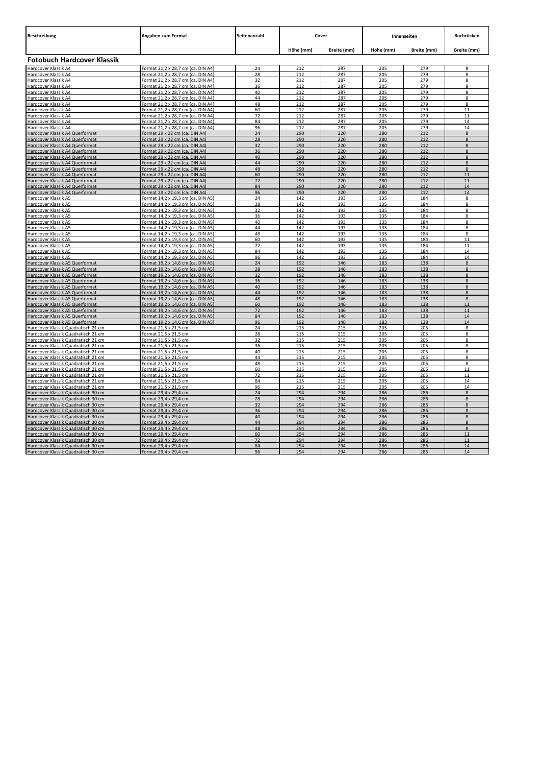| Beschreibung | Angaben zum Format | Seitenanzahl | Cover | | Innenseiten | | Buchrücken |
|---|---|---|---|---|---|---|---|
| | | | Höhe (mm) | Breite (mm) | Höhe (mm) | Breite (mm) | Breite (mm) |
| **Fotobuch Hardcover Klassik** | | | | | | | |
| Hardcover Klassik A4 | Format 21,2 x 28,7 cm (ca. DIN A4) | 24 | 212 | 287 | 205 | 279 | 8 |
| Hardcover Klassik A4 | Format 21,2 x 28,7 cm (ca. DIN A4) | 28 | 212 | 287 | 205 | 279 | 8 |
| Hardcover Klassik A4 | Format 21,2 x 28,7 cm (ca. DIN A4) | 32 | 212 | 287 | 205 | 279 | 8 |
| Hardcover Klassik A4 | Format 21,2 x 28,7 cm (ca. DIN A4) | 36 | 212 | 287 | 205 | 279 | 8 |
| Hardcover Klassik A4 | Format 21,2 x 28,7 cm (ca. DIN A4) | 40 | 212 | 287 | 205 | 279 | 8 |
| Hardcover Klassik A4 | Format 21,2 x 28,7 cm (ca. DIN A4) | 44 | 212 | 287 | 205 | 279 | 8 |
| Hardcover Klassik A4 | Format 21,2 x 28,7 cm (ca. DIN A4) | 48 | 212 | 287 | 205 | 279 | 8 |
| Hardcover Klassik A4 | Format 21,2 x 28,7 cm (ca. DIN A4) | 60 | 212 | 287 | 205 | 279 | 11 |
| Hardcover Klassik A4 | Format 21,2 x 28,7 cm (ca. DIN A4) | 72 | 212 | 287 | 205 | 279 | 11 |
| Hardcover Klassik A4 | Format 21,2 x 28,7 cm (ca. DIN A4) | 84 | 212 | 287 | 205 | 279 | 14 |
| Hardcover Klassik A4 | Format 21,2 x 28,7 cm (ca. DIN A4) | 96 | 212 | 287 | 205 | 279 | 14 |
| Hardcover Klassik A4 Querformat | Format 29 x 22 cm (ca. DIN A4) | 24 | 290 | 220 | 280 | 212 | 8 |
| Hardcover Klassik A4 Querformat | Format 29 x 22 cm (ca. DIN A4) | 28 | 290 | 220 | 280 | 212 | 8 |
| Hardcover Klassik A4 Querformat | Format 29 x 22 cm (ca. DIN A4) | 32 | 290 | 220 | 280 | 212 | 8 |
| Hardcover Klassik A4 Querformat | Format 29 x 22 cm (ca. DIN A4) | 36 | 290 | 220 | 280 | 212 | 8 |
| Hardcover Klassik A4 Querformat | Format 29 x 22 cm (ca. DIN A4) | 40 | 290 | 220 | 280 | 212 | 8 |
| Hardcover Klassik A4 Querformat | Format 29 x 22 cm (ca. DIN A4) | 44 | 290 | 220 | 280 | 212 | 8 |
| Hardcover Klassik A4 Querformat | Format 29 x 22 cm (ca. DIN A4) | 48 | 290 | 220 | 280 | 212 | 8 |
| Hardcover Klassik A4 Querformat | Format 29 x 22 cm (ca. DIN A4) | 60 | 290 | 220 | 280 | 212 | 11 |
| Hardcover Klassik A4 Querformat | Format 29 x 22 cm (ca. DIN A4) | 72 | 290 | 220 | 280 | 212 | 11 |
| Hardcover Klassik A4 Querformat | Format 29 x 22 cm (ca. DIN A4) | 84 | 290 | 220 | 280 | 212 | 14 |
| Hardcover Klassik A4 Querformat | Format 29 x 22 cm (ca. DIN A4) | 96 | 290 | 220 | 280 | 212 | 14 |
| Hardcover Klassik A5 | Format 14,2 x 19,3 cm (ca. DIN A5) | 24 | 142 | 193 | 135 | 184 | 8 |
| Hardcover Klassik A5 | Format 14,2 x 19,3 cm (ca. DIN A5) | 28 | 142 | 193 | 135 | 184 | 8 |
| Hardcover Klassik A5 | Format 14,2 x 19,3 cm (ca. DIN A5) | 32 | 142 | 193 | 135 | 184 | 8 |
| Hardcover Klassik A5 | Format 14,2 x 19,3 cm (ca. DIN A5) | 36 | 142 | 193 | 135 | 184 | 8 |
| Hardcover Klassik A5 | Format 14,2 x 19,3 cm (ca. DIN A5) | 40 | 142 | 193 | 135 | 184 | 8 |
| Hardcover Klassik A5 | Format 14,2 x 19,3 cm (ca. DIN A5) | 44 | 142 | 193 | 135 | 184 | 8 |
| Hardcover Klassik A5 | Format 14,2 x 19,3 cm (ca. DIN A5) | 48 | 142 | 193 | 135 | 184 | 8 |
| Hardcover Klassik A5 | Format 14,2 x 19,3 cm (ca. DIN A5) | 60 | 142 | 193 | 135 | 184 | 11 |
| Hardcover Klassik A5 | Format 14,2 x 19,3 cm (ca. DIN A5) | 72 | 142 | 193 | 135 | 184 | 11 |
| Hardcover Klassik A5 | Format 14,2 x 19,3 cm (ca. DIN A5) | 84 | 142 | 193 | 135 | 184 | 14 |
| Hardcover Klassik A5 | Format 14,2 x 19,3 cm (ca. DIN A5) | 96 | 142 | 193 | 135 | 184 | 14 |
| Hardcover Klassik A5 Querformat | Format 19,2 x 14,6 cm (ca. DIN A5) | 24 | 192 | 146 | 183 | 138 | 8 |
| Hardcover Klassik A5 Querformat | Format 19,2 x 14,6 cm (ca. DIN A5) | 28 | 192 | 146 | 183 | 138 | 8 |
| Hardcover Klassik A5 Querformat | Format 19,2 x 14,6 cm (ca. DIN A5) | 32 | 192 | 146 | 183 | 138 | 8 |
| Hardcover Klassik A5 Querformat | Format 19,2 x 14,6 cm (ca. DIN A5) | 36 | 192 | 146 | 183 | 138 | 8 |
| Hardcover Klassik A5 Querformat | Format 19,2 x 14,6 cm (ca. DIN A5) | 40 | 192 | 146 | 183 | 138 | 8 |
| Hardcover Klassik A5 Querformat | Format 19,2 x 14,6 cm (ca. DIN A5) | 44 | 192 | 146 | 183 | 138 | 8 |
| Hardcover Klassik A5 Querformat | Format 19,2 x 14,6 cm (ca. DIN A5) | 48 | 192 | 146 | 183 | 138 | 8 |
| Hardcover Klassik A5 Querformat | Format 19,2 x 14,6 cm (ca. DIN A5) | 60 | 192 | 146 | 183 | 138 | 11 |
| Hardcover Klassik A5 Querformat | Format 19,2 x 14,6 cm (ca. DIN A5) | 72 | 192 | 146 | 183 | 138 | 11 |
| Hardcover Klassik A5 Querformat | Format 19,2 x 14,6 cm (ca. DIN A5) | 84 | 192 | 146 | 183 | 138 | 14 |
| Hardcover Klassik A5 Querformat | Format 19,2 x 14,6 cm (ca. DIN A5) | 96 | 192 | 146 | 183 | 138 | 14 |
| Hardcover Klassik Quadratisch 21 cm | Format 21,5 x 21,5 cm | 24 | 215 | 215 | 205 | 205 | 8 |
| Hardcover Klassik Quadratisch 21 cm | Format 21,5 x 21,5 cm | 28 | 215 | 215 | 205 | 205 | 8 |
| Hardcover Klassik Quadratisch 21 cm | Format 21,5 x 21,5 cm | 32 | 215 | 215 | 205 | 205 | 8 |
| Hardcover Klassik Quadratisch 21 cm | Format 21,5 x 21,5 cm | 36 | 215 | 215 | 205 | 205 | 8 |
| Hardcover Klassik Quadratisch 21 cm | Format 21,5 x 21,5 cm | 40 | 215 | 215 | 205 | 205 | 8 |
| Hardcover Klassik Quadratisch 21 cm | Format 21,5 x 21,5 cm | 44 | 215 | 215 | 205 | 205 | 8 |
| Hardcover Klassik Quadratisch 21 cm | Format 21,5 x 21,5 cm | 48 | 215 | 215 | 205 | 205 | 8 |
| Hardcover Klassik Quadratisch 21 cm | Format 21,5 x 21,5 cm | 60 | 215 | 215 | 205 | 205 | 11 |
| Hardcover Klassik Quadratisch 21 cm | Format 21,5 x 21,5 cm | 72 | 215 | 215 | 205 | 205 | 11 |
| Hardcover Klassik Quadratisch 21 cm | Format 21,5 x 21,5 cm | 84 | 215 | 215 | 205 | 205 | 14 |
| Hardcover Klassik Quadratisch 21 cm | Format 21,5 x 21,5 cm | 96 | 215 | 215 | 205 | 205 | 14 |
| Hardcover Klassik Quadratisch 30 cm | Format 29,4 x 29,4 cm | 24 | 294 | 294 | 286 | 286 | 8 |
| Hardcover Klassik Quadratisch 30 cm | Format 29,4 x 29,4 cm | 28 | 294 | 294 | 286 | 286 | 8 |
| Hardcover Klassik Quadratisch 30 cm | Format 29,4 x 29,4 cm | 32 | 294 | 294 | 286 | 286 | 8 |
| Hardcover Klassik Quadratisch 30 cm | Format 29,4 x 29,4 cm | 36 | 294 | 294 | 286 | 286 | 8 |
| Hardcover Klassik Quadratisch 30 cm | Format 29,4 x 29,4 cm | 40 | 294 | 294 | 286 | 286 | 8 |
| Hardcover Klassik Quadratisch 30 cm | Format 29,4 x 29,4 cm | 44 | 294 | 294 | 286 | 286 | 8 |
| Hardcover Klassik Quadratisch 30 cm | Format 29,4 x 29,4 cm | 48 | 294 | 294 | 286 | 286 | 8 |
| Hardcover Klassik Quadratisch 30 cm | Format 29,4 x 29,4 cm | 60 | 294 | 294 | 286 | 286 | 11 |
| Hardcover Klassik Quadratisch 30 cm | Format 29,4 x 29,4 cm | 72 | 294 | 294 | 286 | 286 | 11 |
| Hardcover Klassik Quadratisch 30 cm | Format 29,4 x 29,4 cm | 84 | 294 | 294 | 286 | 286 | 14 |
| Hardcover Klassik Quadratisch 30 cm | Format 29,4 x 29,4 cm | 96 | 294 | 294 | 286 | 286 | 14 |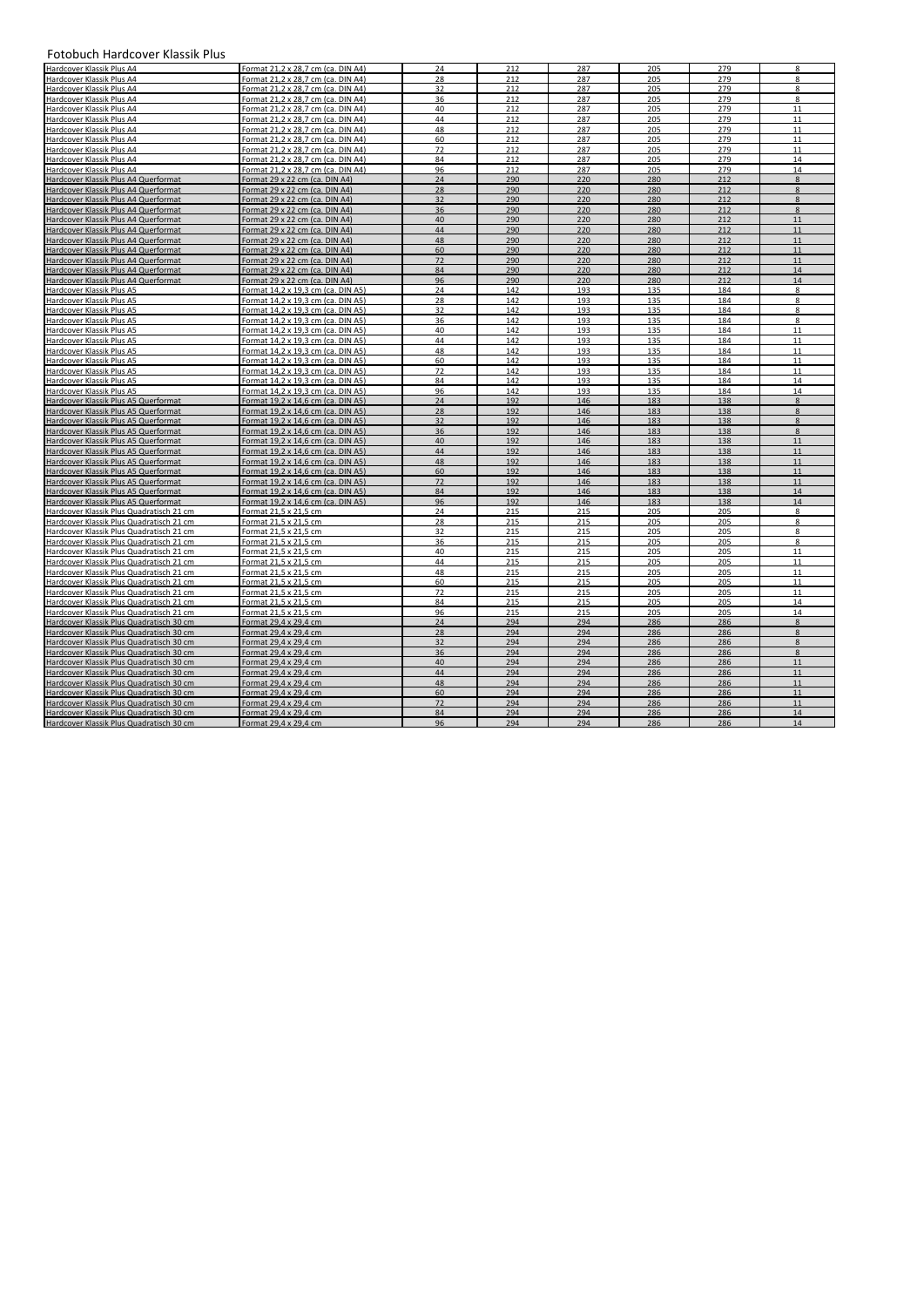# Fotobuch Hardcover Klassik Plus

| | | | | | | | |
|---|---|---|---|---|---|---|---|
| Hardcover Klassik Plus A4 | Format 21,2 x 28,7 cm (ca. DIN A4) | 24 | 212 | 287 | 205 | 279 | 8 |
| Hardcover Klassik Plus A4 | Format 21,2 x 28,7 cm (ca. DIN A4) | 28 | 212 | 287 | 205 | 279 | 8 |
| Hardcover Klassik Plus A4 | Format 21,2 x 28,7 cm (ca. DIN A4) | 32 | 212 | 287 | 205 | 279 | 8 |
| Hardcover Klassik Plus A4 | Format 21,2 x 28,7 cm (ca. DIN A4) | 36 | 212 | 287 | 205 | 279 | 8 |
| Hardcover Klassik Plus A4 | Format 21,2 x 28,7 cm (ca. DIN A4) | 40 | 212 | 287 | 205 | 279 | 11 |
| Hardcover Klassik Plus A4 | Format 21,2 x 28,7 cm (ca. DIN A4) | 44 | 212 | 287 | 205 | 279 | 11 |
| Hardcover Klassik Plus A4 | Format 21,2 x 28,7 cm (ca. DIN A4) | 48 | 212 | 287 | 205 | 279 | 11 |
| Hardcover Klassik Plus A4 | Format 21,2 x 28,7 cm (ca. DIN A4) | 60 | 212 | 287 | 205 | 279 | 11 |
| Hardcover Klassik Plus A4 | Format 21,2 x 28,7 cm (ca. DIN A4) | 72 | 212 | 287 | 205 | 279 | 11 |
| Hardcover Klassik Plus A4 | Format 21,2 x 28,7 cm (ca. DIN A4) | 84 | 212 | 287 | 205 | 279 | 14 |
| Hardcover Klassik Plus A4 | Format 21,2 x 28,7 cm (ca. DIN A4) | 96 | 212 | 287 | 205 | 279 | 14 |
| Hardcover Klassik Plus A4 Querformat | Format 29 x 22 cm (ca. DIN A4) | 24 | 290 | 220 | 280 | 212 | 8 |
| Hardcover Klassik Plus A4 Querformat | Format 29 x 22 cm (ca. DIN A4) | 28 | 290 | 220 | 280 | 212 | 8 |
| Hardcover Klassik Plus A4 Querformat | Format 29 x 22 cm (ca. DIN A4) | 32 | 290 | 220 | 280 | 212 | 8 |
| Hardcover Klassik Plus A4 Querformat | Format 29 x 22 cm (ca. DIN A4) | 36 | 290 | 220 | 280 | 212 | 8 |
| Hardcover Klassik Plus A4 Querformat | Format 29 x 22 cm (ca. DIN A4) | 40 | 290 | 220 | 280 | 212 | 11 |
| Hardcover Klassik Plus A4 Querformat | Format 29 x 22 cm (ca. DIN A4) | 44 | 290 | 220 | 280 | 212 | 11 |
| Hardcover Klassik Plus A4 Querformat | Format 29 x 22 cm (ca. DIN A4) | 48 | 290 | 220 | 280 | 212 | 11 |
| Hardcover Klassik Plus A4 Querformat | Format 29 x 22 cm (ca. DIN A4) | 60 | 290 | 220 | 280 | 212 | 11 |
| Hardcover Klassik Plus A4 Querformat | Format 29 x 22 cm (ca. DIN A4) | 72 | 290 | 220 | 280 | 212 | 11 |
| Hardcover Klassik Plus A4 Querformat | Format 29 x 22 cm (ca. DIN A4) | 84 | 290 | 220 | 280 | 212 | 14 |
| Hardcover Klassik Plus A4 Querformat | Format 29 x 22 cm (ca. DIN A4) | 96 | 290 | 220 | 280 | 212 | 14 |
| Hardcover Klassik Plus A5 | Format 14,2 x 19,3 cm (ca. DIN A5) | 24 | 142 | 193 | 135 | 184 | 8 |
| Hardcover Klassik Plus A5 | Format 14,2 x 19,3 cm (ca. DIN A5) | 28 | 142 | 193 | 135 | 184 | 8 |
| Hardcover Klassik Plus A5 | Format 14,2 x 19,3 cm (ca. DIN A5) | 32 | 142 | 193 | 135 | 184 | 8 |
| Hardcover Klassik Plus A5 | Format 14,2 x 19,3 cm (ca. DIN A5) | 36 | 142 | 193 | 135 | 184 | 8 |
| Hardcover Klassik Plus A5 | Format 14,2 x 19,3 cm (ca. DIN A5) | 40 | 142 | 193 | 135 | 184 | 11 |
| Hardcover Klassik Plus A5 | Format 14,2 x 19,3 cm (ca. DIN A5) | 44 | 142 | 193 | 135 | 184 | 11 |
| Hardcover Klassik Plus A5 | Format 14,2 x 19,3 cm (ca. DIN A5) | 48 | 142 | 193 | 135 | 184 | 11 |
| Hardcover Klassik Plus A5 | Format 14,2 x 19,3 cm (ca. DIN A5) | 60 | 142 | 193 | 135 | 184 | 11 |
| Hardcover Klassik Plus A5 | Format 14,2 x 19,3 cm (ca. DIN A5) | 72 | 142 | 193 | 135 | 184 | 11 |
| Hardcover Klassik Plus A5 | Format 14,2 x 19,3 cm (ca. DIN A5) | 84 | 142 | 193 | 135 | 184 | 14 |
| Hardcover Klassik Plus A5 | Format 14,2 x 19,3 cm (ca. DIN A5) | 96 | 142 | 193 | 135 | 184 | 14 |
| Hardcover Klassik Plus A5 Querformat | Format 19,2 x 14,6 cm (ca. DIN A5) | 24 | 192 | 146 | 183 | 138 | 8 |
| Hardcover Klassik Plus A5 Querformat | Format 19,2 x 14,6 cm (ca. DIN A5) | 28 | 192 | 146 | 183 | 138 | 8 |
| Hardcover Klassik Plus A5 Querformat | Format 19,2 x 14,6 cm (ca. DIN A5) | 32 | 192 | 146 | 183 | 138 | 8 |
| Hardcover Klassik Plus A5 Querformat | Format 19,2 x 14,6 cm (ca. DIN A5) | 36 | 192 | 146 | 183 | 138 | 8 |
| Hardcover Klassik Plus A5 Querformat | Format 19,2 x 14,6 cm (ca. DIN A5) | 40 | 192 | 146 | 183 | 138 | 11 |
| Hardcover Klassik Plus A5 Querformat | Format 19,2 x 14,6 cm (ca. DIN A5) | 44 | 192 | 146 | 183 | 138 | 11 |
| Hardcover Klassik Plus A5 Querformat | Format 19,2 x 14,6 cm (ca. DIN A5) | 48 | 192 | 146 | 183 | 138 | 11 |
| Hardcover Klassik Plus A5 Querformat | Format 19,2 x 14,6 cm (ca. DIN A5) | 60 | 192 | 146 | 183 | 138 | 11 |
| Hardcover Klassik Plus A5 Querformat | Format 19,2 x 14,6 cm (ca. DIN A5) | 72 | 192 | 146 | 183 | 138 | 11 |
| Hardcover Klassik Plus A5 Querformat | Format 19,2 x 14,6 cm (ca. DIN A5) | 84 | 192 | 146 | 183 | 138 | 14 |
| Hardcover Klassik Plus A5 Querformat | Format 19,2 x 14,6 cm (ca. DIN A5) | 96 | 192 | 146 | 183 | 138 | 14 |
| Hardcover Klassik Plus Quadratisch 21 cm | Format 21,5 x 21,5 cm | 24 | 215 | 215 | 205 | 205 | 8 |
| Hardcover Klassik Plus Quadratisch 21 cm | Format 21,5 x 21,5 cm | 28 | 215 | 215 | 205 | 205 | 8 |
| Hardcover Klassik Plus Quadratisch 21 cm | Format 21,5 x 21,5 cm | 32 | 215 | 215 | 205 | 205 | 8 |
| Hardcover Klassik Plus Quadratisch 21 cm | Format 21,5 x 21,5 cm | 36 | 215 | 215 | 205 | 205 | 8 |
| Hardcover Klassik Plus Quadratisch 21 cm | Format 21,5 x 21,5 cm | 40 | 215 | 215 | 205 | 205 | 11 |
| Hardcover Klassik Plus Quadratisch 21 cm | Format 21,5 x 21,5 cm | 44 | 215 | 215 | 205 | 205 | 11 |
| Hardcover Klassik Plus Quadratisch 21 cm | Format 21,5 x 21,5 cm | 48 | 215 | 215 | 205 | 205 | 11 |
| Hardcover Klassik Plus Quadratisch 21 cm | Format 21,5 x 21,5 cm | 60 | 215 | 215 | 205 | 205 | 11 |
| Hardcover Klassik Plus Quadratisch 21 cm | Format 21,5 x 21,5 cm | 72 | 215 | 215 | 205 | 205 | 11 |
| Hardcover Klassik Plus Quadratisch 21 cm | Format 21,5 x 21,5 cm | 84 | 215 | 215 | 205 | 205 | 14 |
| Hardcover Klassik Plus Quadratisch 21 cm | Format 21,5 x 21,5 cm | 96 | 215 | 215 | 205 | 205 | 14 |
| Hardcover Klassik Plus Quadratisch 30 cm | Format 29,4 x 29,4 cm | 24 | 294 | 294 | 286 | 286 | 8 |
| Hardcover Klassik Plus Quadratisch 30 cm | Format 29,4 x 29,4 cm | 28 | 294 | 294 | 286 | 286 | 8 |
| Hardcover Klassik Plus Quadratisch 30 cm | Format 29,4 x 29,4 cm | 32 | 294 | 294 | 286 | 286 | 8 |
| Hardcover Klassik Plus Quadratisch 30 cm | Format 29,4 x 29,4 cm | 36 | 294 | 294 | 286 | 286 | 8 |
| Hardcover Klassik Plus Quadratisch 30 cm | Format 29,4 x 29,4 cm | 40 | 294 | 294 | 286 | 286 | 11 |
| Hardcover Klassik Plus Quadratisch 30 cm | Format 29,4 x 29,4 cm | 44 | 294 | 294 | 286 | 286 | 11 |
| Hardcover Klassik Plus Quadratisch 30 cm | Format 29,4 x 29,4 cm | 48 | 294 | 294 | 286 | 286 | 11 |
| Hardcover Klassik Plus Quadratisch 30 cm | Format 29,4 x 29,4 cm | 60 | 294 | 294 | 286 | 286 | 11 |
| Hardcover Klassik Plus Quadratisch 30 cm | Format 29,4 x 29,4 cm | 72 | 294 | 294 | 286 | 286 | 11 |
| Hardcover Klassik Plus Quadratisch 30 cm | Format 29,4 x 29,4 cm | 84 | 294 | 294 | 286 | 286 | 14 |
| Hardcover Klassik Plus Quadratisch 30 cm | Format 29,4 x 29,4 cm | 96 | 294 | 294 | 286 | 286 | 14 |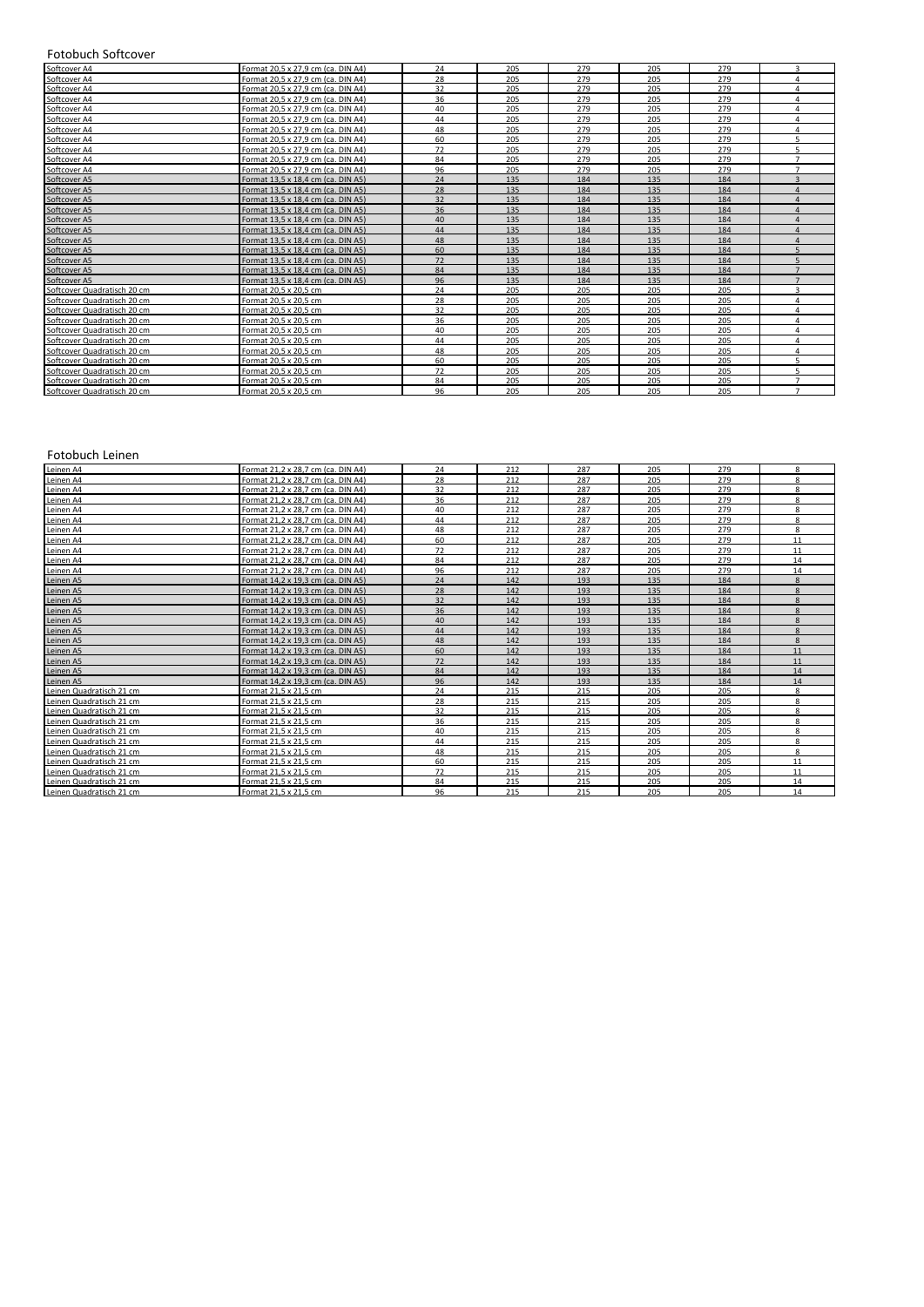## Fotobuch Softcover

| | | | | | | | |
|---|---|---|---|---|---|---|---|
| Softcover A4 | Format 20,5 x 27,9 cm (ca. DIN A4) | 24 | 205 | 279 | 205 | 279 | 3 |
| Softcover A4 | Format 20,5 x 27,9 cm (ca. DIN A4) | 28 | 205 | 279 | 205 | 279 | 4 |
| Softcover A4 | Format 20,5 x 27,9 cm (ca. DIN A4) | 32 | 205 | 279 | 205 | 279 | 4 |
| Softcover A4 | Format 20,5 x 27,9 cm (ca. DIN A4) | 36 | 205 | 279 | 205 | 279 | 4 |
| Softcover A4 | Format 20,5 x 27,9 cm (ca. DIN A4) | 40 | 205 | 279 | 205 | 279 | 4 |
| Softcover A4 | Format 20,5 x 27,9 cm (ca. DIN A4) | 44 | 205 | 279 | 205 | 279 | 4 |
| Softcover A4 | Format 20,5 x 27,9 cm (ca. DIN A4) | 48 | 205 | 279 | 205 | 279 | 4 |
| Softcover A4 | Format 20,5 x 27,9 cm (ca. DIN A4) | 60 | 205 | 279 | 205 | 279 | 5 |
| Softcover A4 | Format 20,5 x 27,9 cm (ca. DIN A4) | 72 | 205 | 279 | 205 | 279 | 5 |
| Softcover A4 | Format 20,5 x 27,9 cm (ca. DIN A4) | 84 | 205 | 279 | 205 | 279 | 7 |
| Softcover A4 | Format 20,5 x 27,9 cm (ca. DIN A4) | 96 | 205 | 279 | 205 | 279 | 7 |
| Softcover A5 | Format 13,5 x 18,4 cm (ca. DIN A5) | 24 | 135 | 184 | 135 | 184 | 3 |
| Softcover A5 | Format 13,5 x 18,4 cm (ca. DIN A5) | 28 | 135 | 184 | 135 | 184 | 4 |
| Softcover A5 | Format 13,5 x 18,4 cm (ca. DIN A5) | 32 | 135 | 184 | 135 | 184 | 4 |
| Softcover A5 | Format 13,5 x 18,4 cm (ca. DIN A5) | 36 | 135 | 184 | 135 | 184 | 4 |
| Softcover A5 | Format 13,5 x 18,4 cm (ca. DIN A5) | 40 | 135 | 184 | 135 | 184 | 4 |
| Softcover A5 | Format 13,5 x 18,4 cm (ca. DIN A5) | 44 | 135 | 184 | 135 | 184 | 4 |
| Softcover A5 | Format 13,5 x 18,4 cm (ca. DIN A5) | 48 | 135 | 184 | 135 | 184 | 4 |
| Softcover A5 | Format 13,5 x 18,4 cm (ca. DIN A5) | 60 | 135 | 184 | 135 | 184 | 5 |
| Softcover A5 | Format 13,5 x 18,4 cm (ca. DIN A5) | 72 | 135 | 184 | 135 | 184 | 5 |
| Softcover A5 | Format 13,5 x 18,4 cm (ca. DIN A5) | 84 | 135 | 184 | 135 | 184 | 7 |
| Softcover A5 | Format 13,5 x 18,4 cm (ca. DIN A5) | 96 | 135 | 184 | 135 | 184 | 7 |
| Softcover Quadratisch 20 cm | Format 20,5 x 20,5 cm | 24 | 205 | 205 | 205 | 205 | 3 |
| Softcover Quadratisch 20 cm | Format 20,5 x 20,5 cm | 28 | 205 | 205 | 205 | 205 | 4 |
| Softcover Quadratisch 20 cm | Format 20,5 x 20,5 cm | 32 | 205 | 205 | 205 | 205 | 4 |
| Softcover Quadratisch 20 cm | Format 20,5 x 20,5 cm | 36 | 205 | 205 | 205 | 205 | 4 |
| Softcover Quadratisch 20 cm | Format 20,5 x 20,5 cm | 40 | 205 | 205 | 205 | 205 | 4 |
| Softcover Quadratisch 20 cm | Format 20,5 x 20,5 cm | 44 | 205 | 205 | 205 | 205 | 4 |
| Softcover Quadratisch 20 cm | Format 20,5 x 20,5 cm | 48 | 205 | 205 | 205 | 205 | 4 |
| Softcover Quadratisch 20 cm | Format 20,5 x 20,5 cm | 60 | 205 | 205 | 205 | 205 | 5 |
| Softcover Quadratisch 20 cm | Format 20,5 x 20,5 cm | 72 | 205 | 205 | 205 | 205 | 5 |
| Softcover Quadratisch 20 cm | Format 20,5 x 20,5 cm | 84 | 205 | 205 | 205 | 205 | 7 |
| Softcover Quadratisch 20 cm | Format 20,5 x 20,5 cm | 96 | 205 | 205 | 205 | 205 | 7 |

## Fotobuch Leinen

| | | | | | | | |
|---|---|---|---|---|---|---|---|
| Leinen A4 | Format 21,2 x 28,7 cm (ca. DIN A4) | 24 | 212 | 287 | 205 | 279 | 8 |
| Leinen A4 | Format 21,2 x 28,7 cm (ca. DIN A4) | 28 | 212 | 287 | 205 | 279 | 8 |
| Leinen A4 | Format 21,2 x 28,7 cm (ca. DIN A4) | 32 | 212 | 287 | 205 | 279 | 8 |
| Leinen A4 | Format 21,2 x 28,7 cm (ca. DIN A4) | 36 | 212 | 287 | 205 | 279 | 8 |
| Leinen A4 | Format 21,2 x 28,7 cm (ca. DIN A4) | 40 | 212 | 287 | 205 | 279 | 8 |
| Leinen A4 | Format 21,2 x 28,7 cm (ca. DIN A4) | 44 | 212 | 287 | 205 | 279 | 8 |
| Leinen A4 | Format 21,2 x 28,7 cm (ca. DIN A4) | 48 | 212 | 287 | 205 | 279 | 8 |
| Leinen A4 | Format 21,2 x 28,7 cm (ca. DIN A4) | 60 | 212 | 287 | 205 | 279 | 11 |
| Leinen A4 | Format 21,2 x 28,7 cm (ca. DIN A4) | 72 | 212 | 287 | 205 | 279 | 11 |
| Leinen A4 | Format 21,2 x 28,7 cm (ca. DIN A4) | 84 | 212 | 287 | 205 | 279 | 14 |
| Leinen A4 | Format 21,2 x 28,7 cm (ca. DIN A4) | 96 | 212 | 287 | 205 | 279 | 14 |
| Leinen A5 | Format 14,2 x 19,3 cm (ca. DIN A5) | 24 | 142 | 193 | 135 | 184 | 8 |
| Leinen A5 | Format 14,2 x 19,3 cm (ca. DIN A5) | 28 | 142 | 193 | 135 | 184 | 8 |
| Leinen A5 | Format 14,2 x 19,3 cm (ca. DIN A5) | 32 | 142 | 193 | 135 | 184 | 8 |
| Leinen A5 | Format 14,2 x 19,3 cm (ca. DIN A5) | 36 | 142 | 193 | 135 | 184 | 8 |
| Leinen A5 | Format 14,2 x 19,3 cm (ca. DIN A5) | 40 | 142 | 193 | 135 | 184 | 8 |
| Leinen A5 | Format 14,2 x 19,3 cm (ca. DIN A5) | 44 | 142 | 193 | 135 | 184 | 8 |
| Leinen A5 | Format 14,2 x 19,3 cm (ca. DIN A5) | 48 | 142 | 193 | 135 | 184 | 8 |
| Leinen A5 | Format 14,2 x 19,3 cm (ca. DIN A5) | 60 | 142 | 193 | 135 | 184 | 11 |
| Leinen A5 | Format 14,2 x 19,3 cm (ca. DIN A5) | 72 | 142 | 193 | 135 | 184 | 11 |
| Leinen A5 | Format 14,2 x 19,3 cm (ca. DIN A5) | 84 | 142 | 193 | 135 | 184 | 14 |
| Leinen A5 | Format 14,2 x 19,3 cm (ca. DIN A5) | 96 | 142 | 193 | 135 | 184 | 14 |
| Leinen Quadratisch 21 cm | Format 21,5 x 21,5 cm | 24 | 215 | 215 | 205 | 205 | 8 |
| Leinen Quadratisch 21 cm | Format 21,5 x 21,5 cm | 28 | 215 | 215 | 205 | 205 | 8 |
| Leinen Quadratisch 21 cm | Format 21,5 x 21,5 cm | 32 | 215 | 215 | 205 | 205 | 8 |
| Leinen Quadratisch 21 cm | Format 21,5 x 21,5 cm | 36 | 215 | 215 | 205 | 205 | 8 |
| Leinen Quadratisch 21 cm | Format 21,5 x 21,5 cm | 40 | 215 | 215 | 205 | 205 | 8 |
| Leinen Quadratisch 21 cm | Format 21,5 x 21,5 cm | 44 | 215 | 215 | 205 | 205 | 8 |
| Leinen Quadratisch 21 cm | Format 21,5 x 21,5 cm | 48 | 215 | 215 | 205 | 205 | 8 |
| Leinen Quadratisch 21 cm | Format 21,5 x 21,5 cm | 60 | 215 | 215 | 205 | 205 | 11 |
| Leinen Quadratisch 21 cm | Format 21,5 x 21,5 cm | 72 | 215 | 215 | 205 | 205 | 11 |
| Leinen Quadratisch 21 cm | Format 21,5 x 21,5 cm | 84 | 215 | 215 | 205 | 205 | 14 |
| Leinen Quadratisch 21 cm | Format 21,5 x 21,5 cm | 96 | 215 | 215 | 205 | 205 | 14 |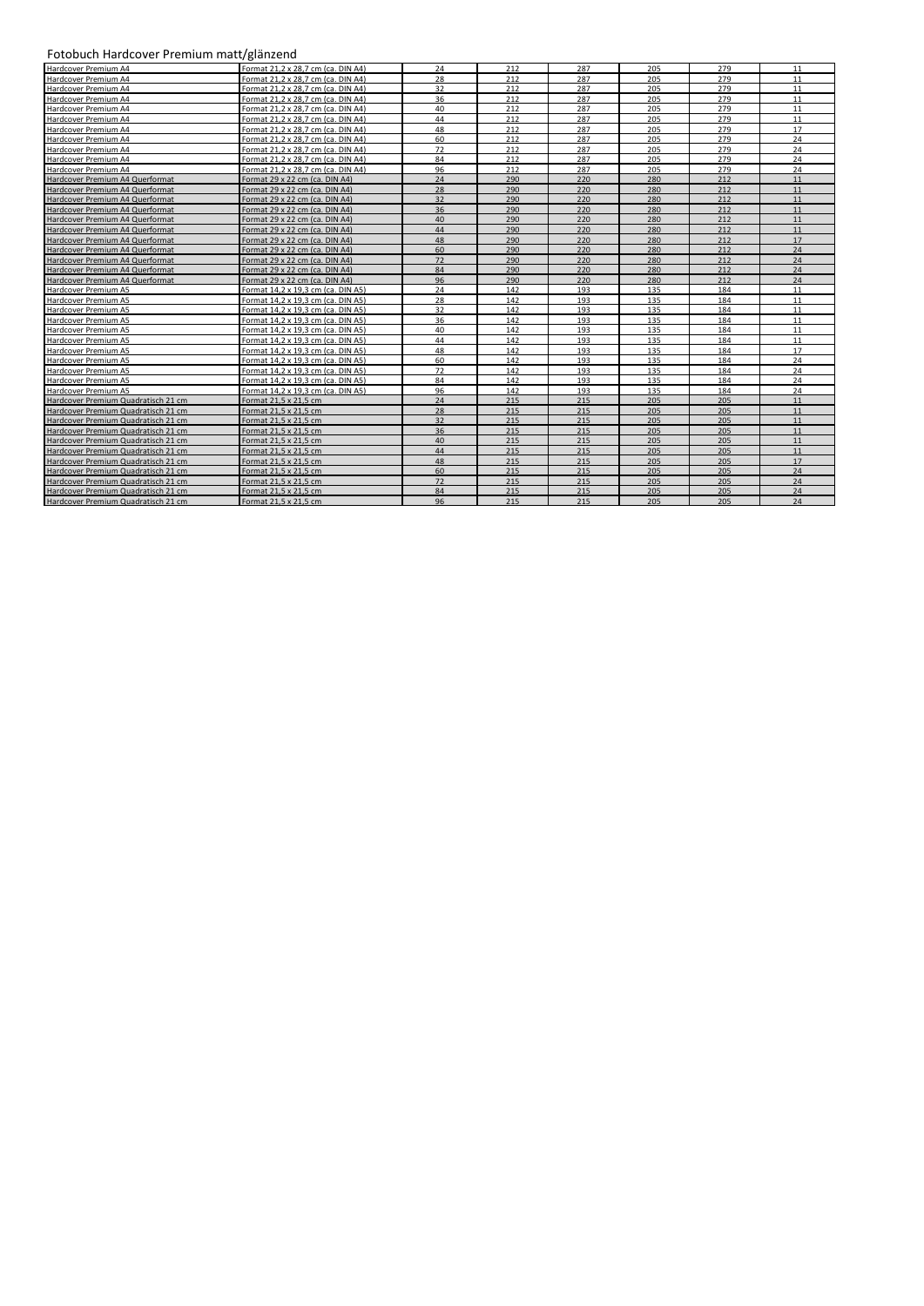# Fotobuch Hardcover Premium matt/glänzend

| | | | | | | | |
|---|---|---|---|---|---|---|---|
| Hardcover Premium A4 | Format 21,2 x 28,7 cm (ca. DIN A4) | 24 | 212 | 287 | 205 | 279 | 11 |
| Hardcover Premium A4 | Format 21,2 x 28,7 cm (ca. DIN A4) | 28 | 212 | 287 | 205 | 279 | 11 |
| Hardcover Premium A4 | Format 21,2 x 28,7 cm (ca. DIN A4) | 32 | 212 | 287 | 205 | 279 | 11 |
| Hardcover Premium A4 | Format 21,2 x 28,7 cm (ca. DIN A4) | 36 | 212 | 287 | 205 | 279 | 11 |
| Hardcover Premium A4 | Format 21,2 x 28,7 cm (ca. DIN A4) | 40 | 212 | 287 | 205 | 279 | 11 |
| Hardcover Premium A4 | Format 21,2 x 28,7 cm (ca. DIN A4) | 44 | 212 | 287 | 205 | 279 | 11 |
| Hardcover Premium A4 | Format 21,2 x 28,7 cm (ca. DIN A4) | 48 | 212 | 287 | 205 | 279 | 17 |
| Hardcover Premium A4 | Format 21,2 x 28,7 cm (ca. DIN A4) | 60 | 212 | 287 | 205 | 279 | 24 |
| Hardcover Premium A4 | Format 21,2 x 28,7 cm (ca. DIN A4) | 72 | 212 | 287 | 205 | 279 | 24 |
| Hardcover Premium A4 | Format 21,2 x 28,7 cm (ca. DIN A4) | 84 | 212 | 287 | 205 | 279 | 24 |
| Hardcover Premium A4 | Format 21,2 x 28,7 cm (ca. DIN A4) | 96 | 212 | 287 | 205 | 279 | 24 |
| Hardcover Premium A4 Querformat | Format 29 x 22 cm (ca. DIN A4) | 24 | 290 | 220 | 280 | 212 | 11 |
| Hardcover Premium A4 Querformat | Format 29 x 22 cm (ca. DIN A4) | 28 | 290 | 220 | 280 | 212 | 11 |
| Hardcover Premium A4 Querformat | Format 29 x 22 cm (ca. DIN A4) | 32 | 290 | 220 | 280 | 212 | 11 |
| Hardcover Premium A4 Querformat | Format 29 x 22 cm (ca. DIN A4) | 36 | 290 | 220 | 280 | 212 | 11 |
| Hardcover Premium A4 Querformat | Format 29 x 22 cm (ca. DIN A4) | 40 | 290 | 220 | 280 | 212 | 11 |
| Hardcover Premium A4 Querformat | Format 29 x 22 cm (ca. DIN A4) | 44 | 290 | 220 | 280 | 212 | 11 |
| Hardcover Premium A4 Querformat | Format 29 x 22 cm (ca. DIN A4) | 48 | 290 | 220 | 280 | 212 | 17 |
| Hardcover Premium A4 Querformat | Format 29 x 22 cm (ca. DIN A4) | 60 | 290 | 220 | 280 | 212 | 24 |
| Hardcover Premium A4 Querformat | Format 29 x 22 cm (ca. DIN A4) | 72 | 290 | 220 | 280 | 212 | 24 |
| Hardcover Premium A4 Querformat | Format 29 x 22 cm (ca. DIN A4) | 84 | 290 | 220 | 280 | 212 | 24 |
| Hardcover Premium A4 Querformat | Format 29 x 22 cm (ca. DIN A4) | 96 | 290 | 220 | 280 | 212 | 24 |
| Hardcover Premium A5 | Format 14,2 x 19,3 cm (ca. DIN A5) | 24 | 142 | 193 | 135 | 184 | 11 |
| Hardcover Premium A5 | Format 14,2 x 19,3 cm (ca. DIN A5) | 28 | 142 | 193 | 135 | 184 | 11 |
| Hardcover Premium A5 | Format 14,2 x 19,3 cm (ca. DIN A5) | 32 | 142 | 193 | 135 | 184 | 11 |
| Hardcover Premium A5 | Format 14,2 x 19,3 cm (ca. DIN A5) | 36 | 142 | 193 | 135 | 184 | 11 |
| Hardcover Premium A5 | Format 14,2 x 19,3 cm (ca. DIN A5) | 40 | 142 | 193 | 135 | 184 | 11 |
| Hardcover Premium A5 | Format 14,2 x 19,3 cm (ca. DIN A5) | 44 | 142 | 193 | 135 | 184 | 11 |
| Hardcover Premium A5 | Format 14,2 x 19,3 cm (ca. DIN A5) | 48 | 142 | 193 | 135 | 184 | 17 |
| Hardcover Premium A5 | Format 14,2 x 19,3 cm (ca. DIN A5) | 60 | 142 | 193 | 135 | 184 | 24 |
| Hardcover Premium A5 | Format 14,2 x 19,3 cm (ca. DIN A5) | 72 | 142 | 193 | 135 | 184 | 24 |
| Hardcover Premium A5 | Format 14,2 x 19,3 cm (ca. DIN A5) | 84 | 142 | 193 | 135 | 184 | 24 |
| Hardcover Premium A5 | Format 14,2 x 19,3 cm (ca. DIN A5) | 96 | 142 | 193 | 135 | 184 | 24 |
| Hardcover Premium Quadratisch 21 cm | Format 21,5 x 21,5 cm | 24 | 215 | 215 | 205 | 205 | 11 |
| Hardcover Premium Quadratisch 21 cm | Format 21,5 x 21,5 cm | 28 | 215 | 215 | 205 | 205 | 11 |
| Hardcover Premium Quadratisch 21 cm | Format 21,5 x 21,5 cm | 32 | 215 | 215 | 205 | 205 | 11 |
| Hardcover Premium Quadratisch 21 cm | Format 21,5 x 21,5 cm | 36 | 215 | 215 | 205 | 205 | 11 |
| Hardcover Premium Quadratisch 21 cm | Format 21,5 x 21,5 cm | 40 | 215 | 215 | 205 | 205 | 11 |
| Hardcover Premium Quadratisch 21 cm | Format 21,5 x 21,5 cm | 44 | 215 | 215 | 205 | 205 | 11 |
| Hardcover Premium Quadratisch 21 cm | Format 21,5 x 21,5 cm | 48 | 215 | 215 | 205 | 205 | 17 |
| Hardcover Premium Quadratisch 21 cm | Format 21,5 x 21,5 cm | 60 | 215 | 215 | 205 | 205 | 24 |
| Hardcover Premium Quadratisch 21 cm | Format 21,5 x 21,5 cm | 72 | 215 | 215 | 205 | 205 | 24 |
| Hardcover Premium Quadratisch 21 cm | Format 21,5 x 21,5 cm | 84 | 215 | 215 | 205 | 205 | 24 |
| Hardcover Premium Quadratisch 21 cm | Format 21,5 x 21,5 cm | 96 | 215 | 215 | 205 | 205 | 24 |